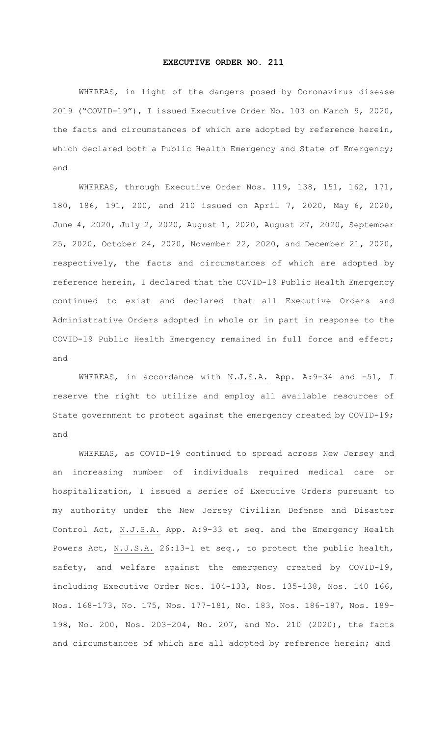# EXECUTIVE ORDER NO. 211

WHEREAS, in light of the dangers posed by Coronavirus disease 2019 ("COVID-19"), I issued Executive Order No. 103 on March 9, 2020, the facts and circumstances of which are adopted by reference herein, which declared both a Public Health Emergency and State of Emergency; and

WHEREAS, through Executive Order Nos. 119, 138, 151, 162, 171, 180, 186, 191, 200, and 210 issued on April 7, 2020, May 6, 2020, June 4, 2020, July 2, 2020, August 1, 2020, August 27, 2020, September 25, 2020, October 24, 2020, November 22, 2020, and December 21, 2020, respectively, the facts and circumstances of which are adopted by reference herein, I declared that the COVID-19 Public Health Emergency continued to exist and declared that all Executive Orders and Administrative Orders adopted in whole or in part in response to the COVID-19 Public Health Emergency remained in full force and effect; and

WHEREAS, in accordance with N.J.S.A. App. A:9-34 and -51, I reserve the right to utilize and employ all available resources of State government to protect against the emergency created by COVID-19; and

WHEREAS, as COVID-19 continued to spread across New Jersey and an increasing number of individuals required medical care or hospitalization, I issued a series of Executive Orders pursuant to my authority under the New Jersey Civilian Defense and Disaster Control Act, N.J.S.A. App. A:9-33 et seq. and the Emergency Health Powers Act, N.J.S.A. 26:13-1 et seq., to protect the public health, safety, and welfare against the emergency created by COVID-19, including Executive Order Nos. 104-133, Nos. 135-138, Nos. 140 166, Nos. 168-173, No. 175, Nos. 177-181, No. 183, Nos. 186-187, Nos. 189-198, No. 200, Nos. 203-204, No. 207, and No. 210 (2020), the facts and circumstances of which are all adopted by reference herein; and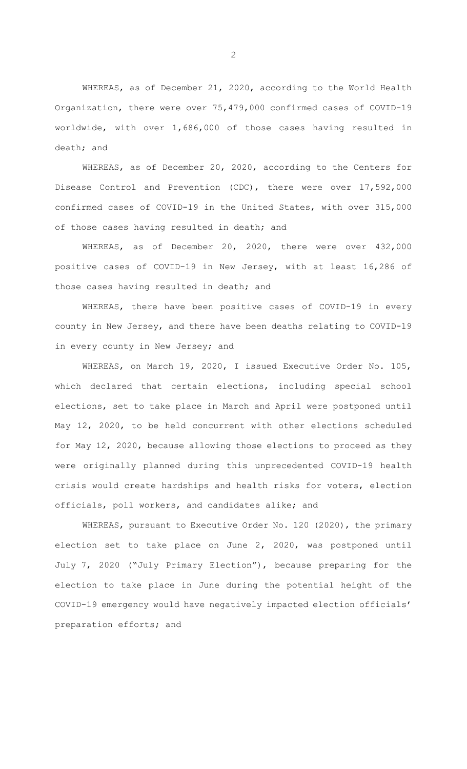WHEREAS, as of December 21, 2020, according to the World Health Organization, there were over 75,479,000 confirmed cases of COVID-19 worldwide, with over 1,686,000 of those cases having resulted in death; and

WHEREAS, as of December 20, 2020, according to the Centers for Disease Control and Prevention (CDC), there were over 17,592,000 confirmed cases of COVID-19 in the United States, with over 315,000 of those cases having resulted in death; and

WHEREAS, as of December 20, 2020, there were over 432,000 positive cases of COVID-19 in New Jersey, with at least 16,286 of those cases having resulted in death; and

WHEREAS, there have been positive cases of COVID-19 in every county in New Jersey, and there have been deaths relating to COVID-19 in every county in New Jersey; and

WHEREAS, on March 19, 2020, I issued Executive Order No. 105, which declared that certain elections, including special school elections, set to take place in March and April were postponed until May 12, 2020, to be held concurrent with other elections scheduled for May 12, 2020, because allowing those elections to proceed as they were originally planned during this unprecedented COVID-19 health crisis would create hardships and health risks for voters, election officials, poll workers, and candidates alike; and

WHEREAS, pursuant to Executive Order No. 120 (2020), the primary election set to take place on June 2, 2020, was postponed until July 7, 2020 ("July Primary Election"), because preparing for the election to take place in June during the potential height of the COVID-19 emergency would have negatively impacted election officials' preparation efforts; and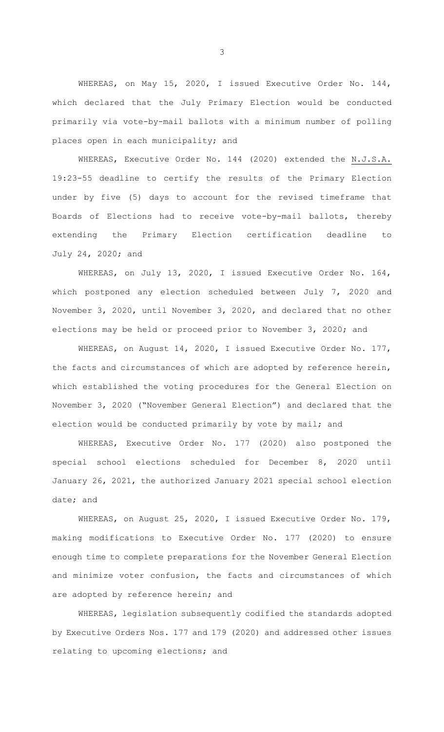WHEREAS, on May 15, 2020, I issued Executive Order No. 144, which declared that the July Primary Election would be conducted primarily via vote-by-mail ballots with a minimum number of polling places open in each municipality; and

WHEREAS, Executive Order No. 144 (2020) extended the N.J.S.A. 19:23-55 deadline to certify the results of the Primary Election under by five (5) days to account for the revised timeframe that Boards of Elections had to receive vote-by-mail ballots, thereby extending the Primary Election certification deadline to July 24, 2020; and

WHEREAS, on July 13, 2020, I issued Executive Order No. 164, which postponed any election scheduled between July 7, 2020 and November 3, 2020, until November 3, 2020, and declared that no other elections may be held or proceed prior to November 3, 2020; and

WHEREAS, on August 14, 2020, I issued Executive Order No. 177, the facts and circumstances of which are adopted by reference herein, which established the voting procedures for the General Election on November 3, 2020 ("November General Election") and declared that the election would be conducted primarily by vote by mail; and

WHEREAS, Executive Order No. 177 (2020) also postponed the special school elections scheduled for December 8, 2020 until January 26, 2021, the authorized January 2021 special school election date; and

WHEREAS, on August 25, 2020, I issued Executive Order No. 179, making modifications to Executive Order No. 177 (2020) to ensure enough time to complete preparations for the November General Election and minimize voter confusion, the facts and circumstances of which are adopted by reference herein; and

WHEREAS, legislation subsequently codified the standards adopted by Executive Orders Nos. 177 and 179 (2020) and addressed other issues relating to upcoming elections; and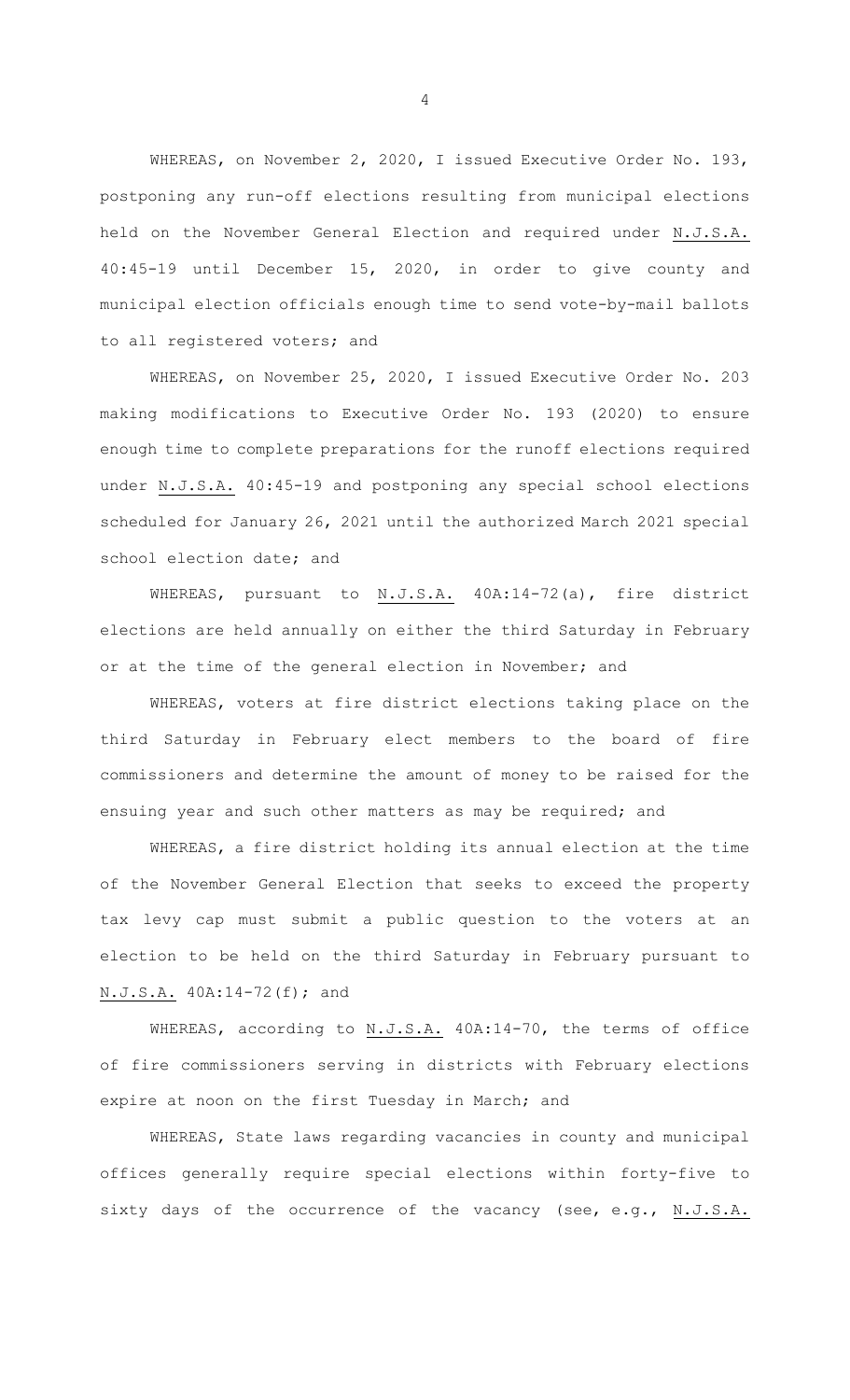WHEREAS, on November 2, 2020, I issued Executive Order No. 193, postponing any run-off elections resulting from municipal elections held on the November General Election and required under N.J.S.A. 40:45-19 until December 15, 2020, in order to give county and municipal election officials enough time to send vote-by-mail ballots to all registered voters; and

WHEREAS, on November 25, 2020, I issued Executive Order No. 203 making modifications to Executive Order No. 193 (2020) to ensure enough time to complete preparations for the runoff elections required under N.J.S.A. 40:45-19 and postponing any special school elections scheduled for January 26, 2021 until the authorized March 2021 special school election date; and

WHEREAS, pursuant to N.J.S.A. 40A:14-72(a), fire district elections are held annually on either the third Saturday in February or at the time of the general election in November; and

WHEREAS, voters at fire district elections taking place on the third Saturday in February elect members to the board of fire commissioners and determine the amount of money to be raised for the ensuing year and such other matters as may be required; and

WHEREAS, a fire district holding its annual election at the time of the November General Election that seeks to exceed the property tax levy cap must submit a public question to the voters at an election to be held on the third Saturday in February pursuant to N.J.S.A. 40A:14-72(f); and

WHEREAS, according to N.J.S.A. 40A:14-70, the terms of office of fire commissioners serving in districts with February elections expire at noon on the first Tuesday in March; and

WHEREAS, State laws regarding vacancies in county and municipal offices generally require special elections within forty-five to sixty days of the occurrence of the vacancy (see, e.g., N.J.S.A.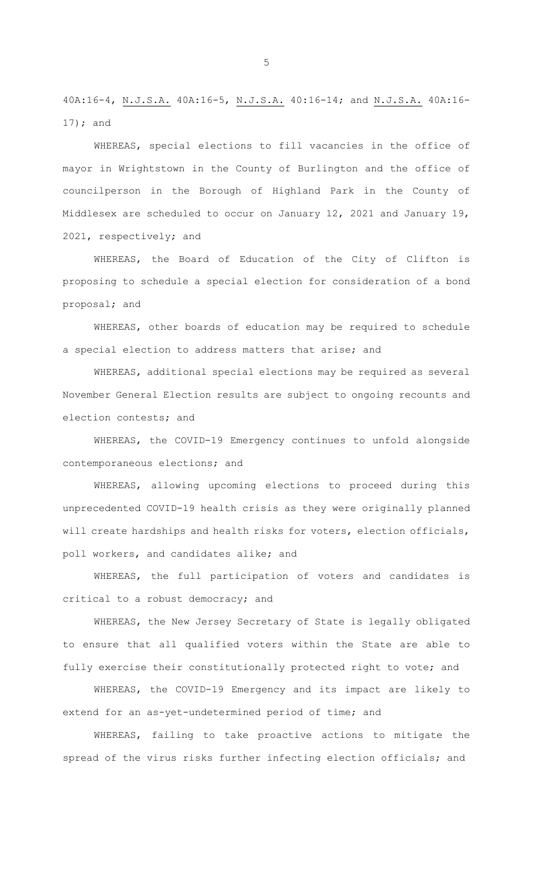40A:16-4, N.J.S.A. 40A:16-5, N.J.S.A. 40:16-14; and N.J.S.A. 40A:16-17); and

WHEREAS, special elections to fill vacancies in the office of mayor in Wrightstown in the County of Burlington and the office of councilperson in the Borough of Highland Park in the County of Middlesex are scheduled to occur on January 12, 2021 and January 19, 2021, respectively; and

WHEREAS, the Board of Education of the City of Clifton is proposing to schedule a special election for consideration of a bond proposal; and

WHEREAS, other boards of education may be required to schedule a special election to address matters that arise; and

WHEREAS, additional special elections may be required as several November General Election results are subject to ongoing recounts and election contests; and

WHEREAS, the COVID-19 Emergency continues to unfold alongside contemporaneous elections; and

WHEREAS, allowing upcoming elections to proceed during this unprecedented COVID-19 health crisis as they were originally planned will create hardships and health risks for voters, election officials, poll workers, and candidates alike; and

WHEREAS, the full participation of voters and candidates is critical to a robust democracy; and

WHEREAS, the New Jersey Secretary of State is legally obligated to ensure that all qualified voters within the State are able to fully exercise their constitutionally protected right to vote; and

WHEREAS, the COVID-19 Emergency and its impact are likely to extend for an as-yet-undetermined period of time; and

WHEREAS, failing to take proactive actions to mitigate the spread of the virus risks further infecting election officials; and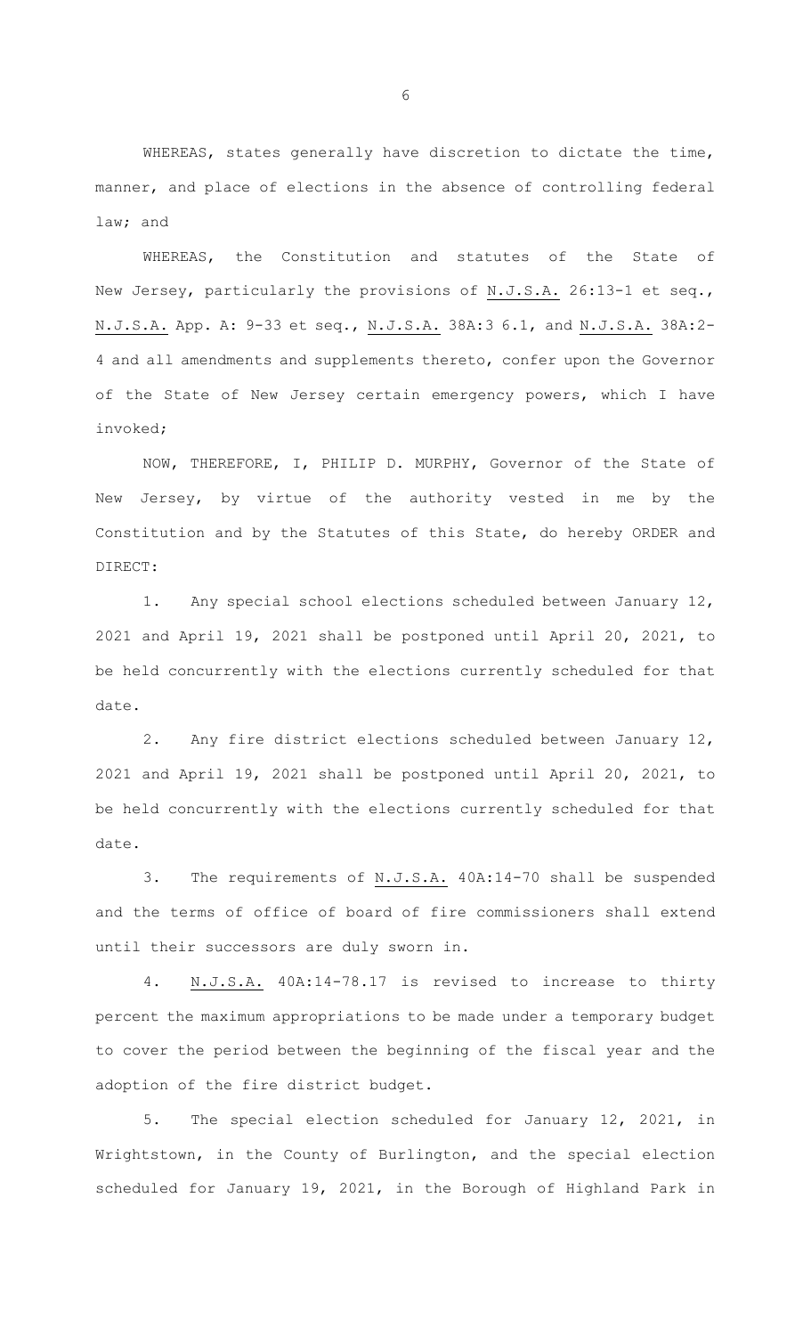WHEREAS, states generally have discretion to dictate the time, manner, and place of elections in the absence of controlling federal law; and

WHEREAS, the Constitution and statutes of the State of New Jersey, particularly the provisions of N.J.S.A. 26:13-1 et seq., N.J.S.A. App. A: 9-33 et seq., N.J.S.A. 38A:3 6.1, and N.J.S.A. 38A:2-4 and all amendments and supplements thereto, confer upon the Governor of the State of New Jersey certain emergency powers, which I have invoked;

NOW, THEREFORE, I, PHILIP D. MURPHY, Governor of the State of New Jersey, by virtue of the authority vested in me by the Constitution and by the Statutes of this State, do hereby ORDER and DIRECT:

1. Any special school elections scheduled between January 12, 2021 and April 19, 2021 shall be postponed until April 20, 2021, to be held concurrently with the elections currently scheduled for that date.

2. Any fire district elections scheduled between January 12, 2021 and April 19, 2021 shall be postponed until April 20, 2021, to be held concurrently with the elections currently scheduled for that date.

3. The requirements of N.J.S.A. 40A:14-70 shall be suspended and the terms of office of board of fire commissioners shall extend until their successors are duly sworn in.

4. N.J.S.A. 40A:14-78.17 is revised to increase to thirty percent the maximum appropriations to be made under a temporary budget to cover the period between the beginning of the fiscal year and the adoption of the fire district budget.

5. The special election scheduled for January 12, 2021, in Wrightstown, in the County of Burlington, and the special election scheduled for January 19, 2021, in the Borough of Highland Park in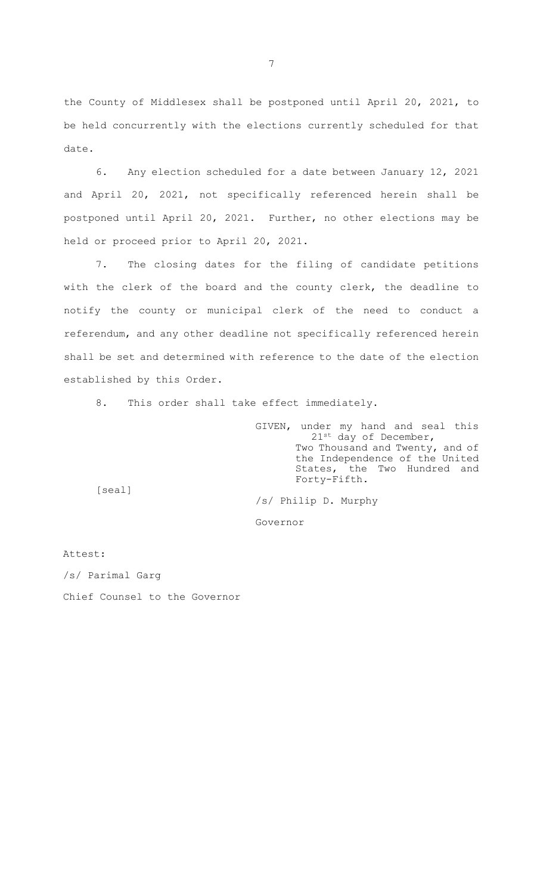the County of Middlesex shall be postponed until April 20, 2021, to be held concurrently with the elections currently scheduled for that date.

6. Any election scheduled for a date between January 12, 2021 and April 20, 2021, not specifically referenced herein shall be postponed until April 20, 2021. Further, no other elections may be held or proceed prior to April 20, 2021.

7. The closing dates for the filing of candidate petitions with the clerk of the board and the county clerk, the deadline to notify the county or municipal clerk of the need to conduct a referendum, and any other deadline not specifically referenced herein shall be set and determined with reference to the date of the election established by this Order.

8. This order shall take effect immediately.

GIVEN, under my hand and seal this 21st day of December, Two Thousand and Twenty, and of the Independence of the United States, the Two Hundred and Forty-Fifth.

[seal]

/s/ Philip D. Murphy

Governor

Attest:

/s/ Parimal Garg

Chief Counsel to the Governor